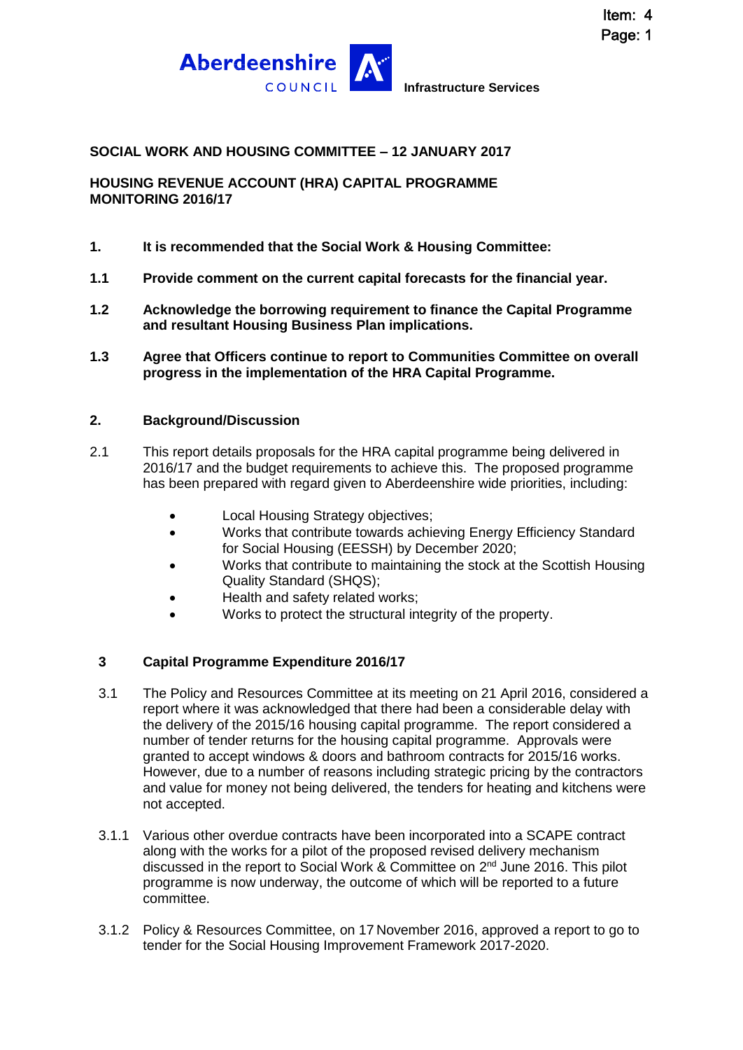Aberdeenshire COUNCIL

Infrastructure Services

Item: 4
Page: 1

**SOCIAL WORK AND HOUSING COMMITTEE – 12 JANUARY 2017**

**HOUSING REVENUE ACCOUNT (HRA) CAPITAL PROGRAMME MONITORING 2016/17**

**1. It is recommended that the Social Work & Housing Committee:**

**1.1 Provide comment on the current capital forecasts for the financial year.**

**1.2 Acknowledge the borrowing requirement to finance the Capital Programme and resultant Housing Business Plan implications.**

**1.3 Agree that Officers continue to report to Communities Committee on overall progress in the implementation of the HRA Capital Programme.**

## 2. Background/Discussion

2.1 This report details proposals for the HRA capital programme being delivered in 2016/17 and the budget requirements to achieve this. The proposed programme has been prepared with regard given to Aberdeenshire wide priorities, including:

- Local Housing Strategy objectives;
- Works that contribute towards achieving Energy Efficiency Standard for Social Housing (EESSH) by December 2020;
- Works that contribute to maintaining the stock at the Scottish Housing Quality Standard (SHQS);
- Health and safety related works;
- Works to protect the structural integrity of the property.

## 3 Capital Programme Expenditure 2016/17

3.1 The Policy and Resources Committee at its meeting on 21 April 2016, considered a report where it was acknowledged that there had been a considerable delay with the delivery of the 2015/16 housing capital programme. The report considered a number of tender returns for the housing capital programme. Approvals were granted to accept windows & doors and bathroom contracts for 2015/16 works. However, due to a number of reasons including strategic pricing by the contractors and value for money not being delivered, the tenders for heating and kitchens were not accepted.

3.1.1 Various other overdue contracts have been incorporated into a SCAPE contract along with the works for a pilot of the proposed revised delivery mechanism discussed in the report to Social Work & Committee on 2nd June 2016. This pilot programme is now underway, the outcome of which will be reported to a future committee.

3.1.2 Policy & Resources Committee, on 17 November 2016, approved a report to go to tender for the Social Housing Improvement Framework 2017-2020.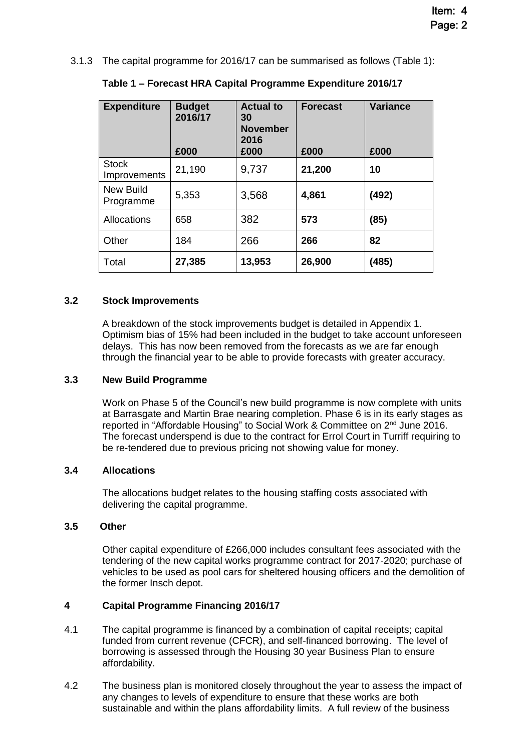3.1.3 The capital programme for 2016/17 can be summarised as follows (Table 1):

**Table 1 – Forecast HRA Capital Programme Expenditure 2016/17**

| Expenditure | Budget 2016/17 £000 | Actual to 30 November 2016 £000 | Forecast £000 | Variance £000 |
|---|---|---|---|---|
| Stock Improvements | 21,190 | 9,737 | **21,200** | **10** |
| New Build Programme | 5,353 | 3,568 | **4,861** | **(492)** |
| Allocations | 658 | 382 | **573** | **(85)** |
| Other | 184 | 266 | **266** | **82** |
| Total | **27,385** | **13,953** | **26,900** | **(485)** |

### 3.2 Stock Improvements

A breakdown of the stock improvements budget is detailed in Appendix 1. Optimism bias of 15% had been included in the budget to take account unforeseen delays. This has now been removed from the forecasts as we are far enough through the financial year to be able to provide forecasts with greater accuracy.

### 3.3 New Build Programme

Work on Phase 5 of the Council's new build programme is now complete with units at Barrasgate and Martin Brae nearing completion. Phase 6 is in its early stages as reported in "Affordable Housing" to Social Work & Committee on 2nd June 2016. The forecast underspend is due to the contract for Errol Court in Turriff requiring to be re-tendered due to previous pricing not showing value for money.

### 3.4 Allocations

The allocations budget relates to the housing staffing costs associated with delivering the capital programme.

### 3.5 Other

Other capital expenditure of £266,000 includes consultant fees associated with the tendering of the new capital works programme contract for 2017-2020; purchase of vehicles to be used as pool cars for sheltered housing officers and the demolition of the former Insch depot.

## 4 Capital Programme Financing 2016/17

4.1 The capital programme is financed by a combination of capital receipts; capital funded from current revenue (CFCR), and self-financed borrowing. The level of borrowing is assessed through the Housing 30 year Business Plan to ensure affordability.

4.2 The business plan is monitored closely throughout the year to assess the impact of any changes to levels of expenditure to ensure that these works are both sustainable and within the plans affordability limits. A full review of the business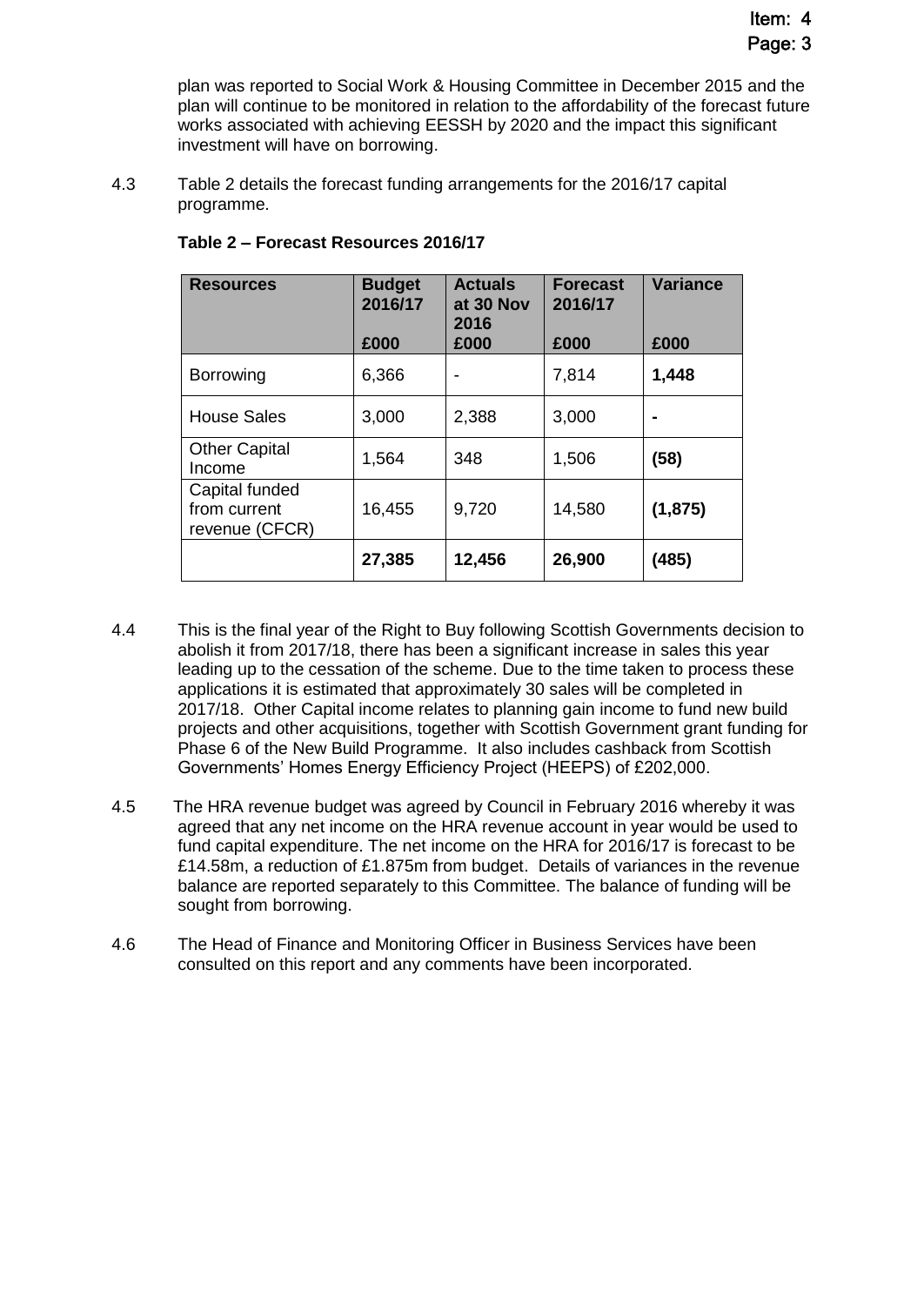plan was reported to Social Work & Housing Committee in December 2015 and the plan will continue to be monitored in relation to the affordability of the forecast future works associated with achieving EESSH by 2020 and the impact this significant investment will have on borrowing.

4.3 Table 2 details the forecast funding arrangements for the 2016/17 capital programme.

**Table 2 – Forecast Resources 2016/17**

| Resources | Budget 2016/17 £000 | Actuals at 30 Nov 2016 £000 | Forecast 2016/17 £000 | Variance £000 |
|---|---|---|---|---|
| Borrowing | 6,366 | - | 7,814 | **1,448** |
| House Sales | 3,000 | 2,388 | 3,000 | **-** |
| Other Capital Income | 1,564 | 348 | 1,506 | **(58)** |
| Capital funded from current revenue (CFCR) | 16,455 | 9,720 | 14,580 | **(1,875)** |
| | **27,385** | **12,456** | **26,900** | **(485)** |

4.4 This is the final year of the Right to Buy following Scottish Governments decision to abolish it from 2017/18, there has been a significant increase in sales this year leading up to the cessation of the scheme. Due to the time taken to process these applications it is estimated that approximately 30 sales will be completed in 2017/18. Other Capital income relates to planning gain income to fund new build projects and other acquisitions, together with Scottish Government grant funding for Phase 6 of the New Build Programme. It also includes cashback from Scottish Governments' Homes Energy Efficiency Project (HEEPS) of £202,000.

4.5 The HRA revenue budget was agreed by Council in February 2016 whereby it was agreed that any net income on the HRA revenue account in year would be used to fund capital expenditure. The net income on the HRA for 2016/17 is forecast to be £14.58m, a reduction of £1.875m from budget. Details of variances in the revenue balance are reported separately to this Committee. The balance of funding will be sought from borrowing.

4.6 The Head of Finance and Monitoring Officer in Business Services have been consulted on this report and any comments have been incorporated.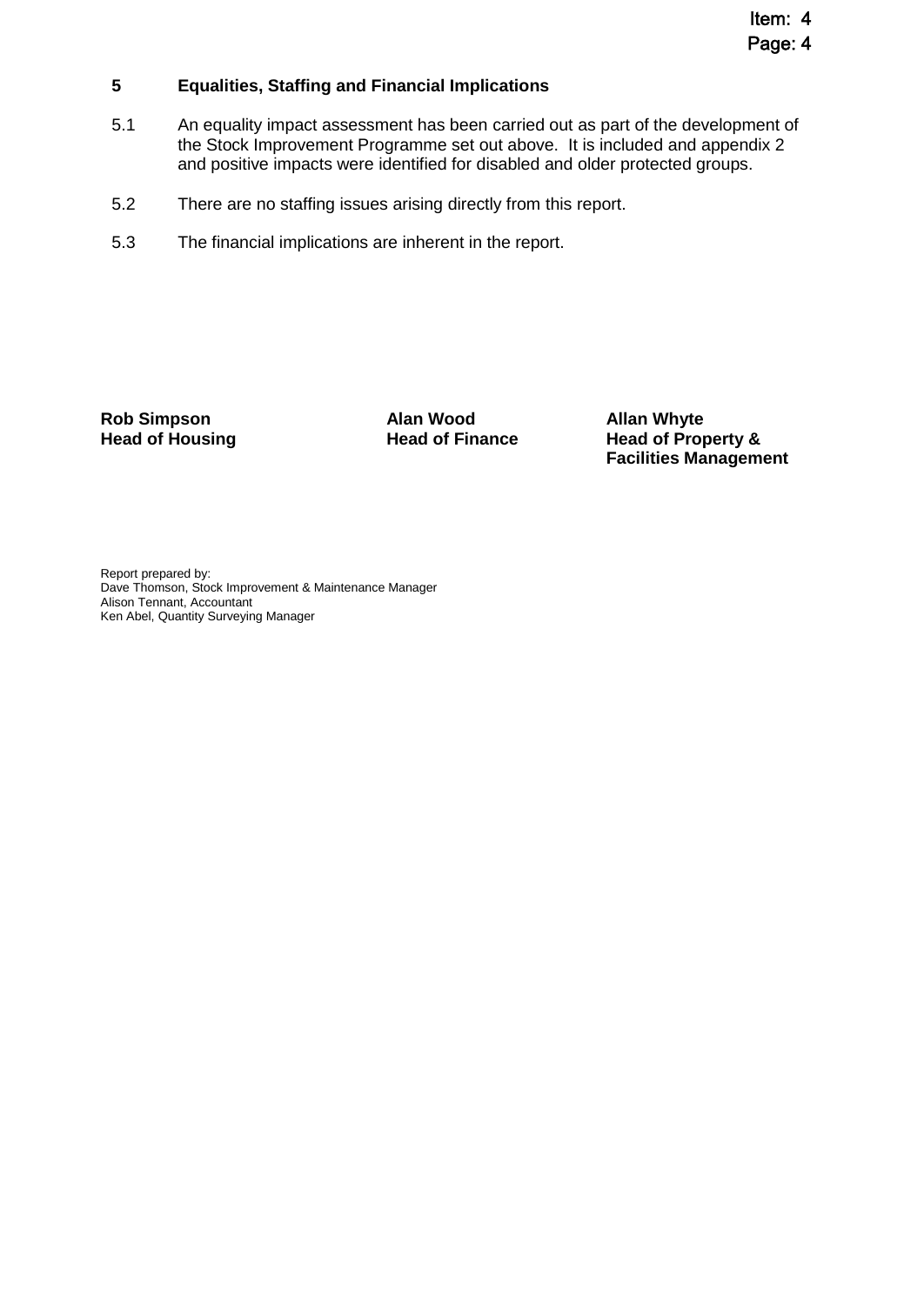## 5 Equalities, Staffing and Financial Implications

5.1 An equality impact assessment has been carried out as part of the development of the Stock Improvement Programme set out above. It is included and appendix 2 and positive impacts were identified for disabled and older protected groups.

5.2 There are no staffing issues arising directly from this report.

5.3 The financial implications are inherent in the report.

| **Rob Simpson** | **Alan Wood** | **Allan Whyte** |
|---|---|---|
| **Head of Housing** | **Head of Finance** | **Head of Property & Facilities Management** |

Report prepared by:
Dave Thomson, Stock Improvement & Maintenance Manager
Alison Tennant, Accountant
Ken Abel, Quantity Surveying Manager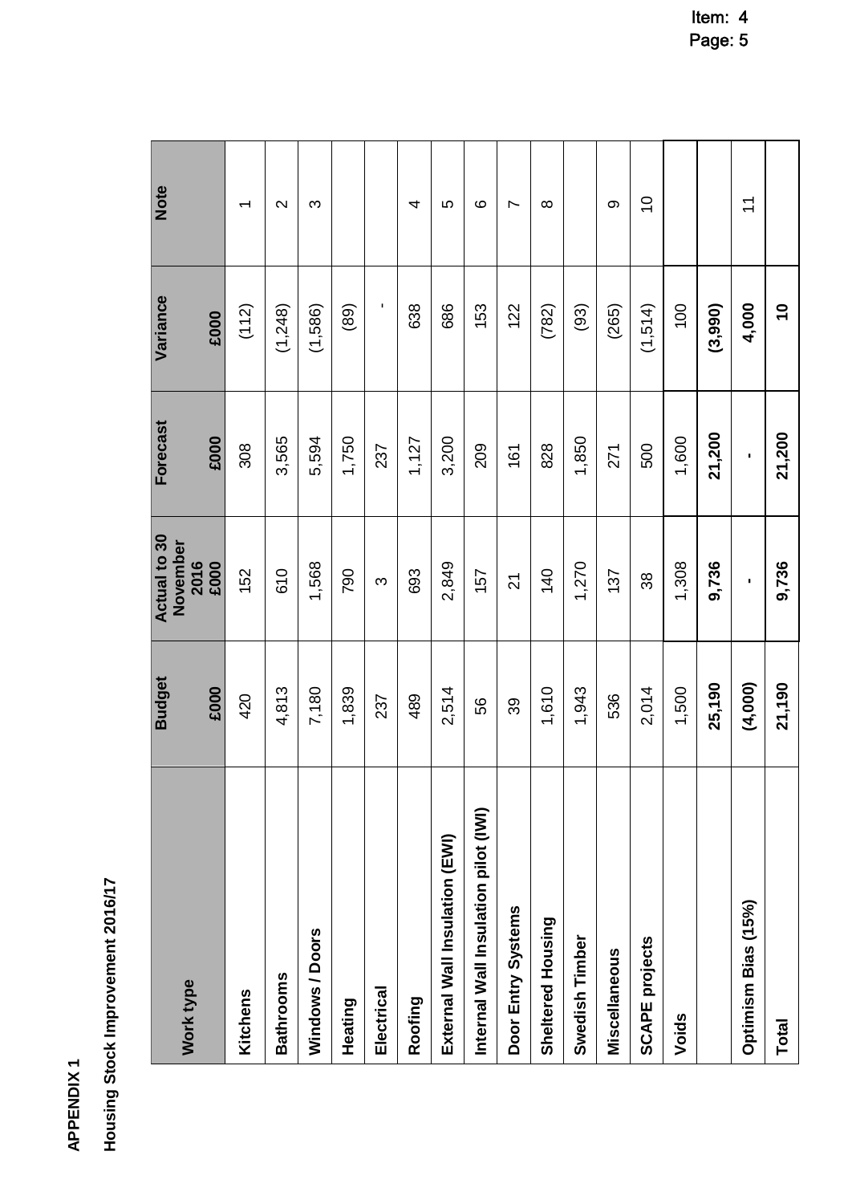**APPENDIX 1**

**Housing Stock Improvement 2016/17**

| Work type | Budget £000 | Actual to 30 November 2016 £000 | Forecast £000 | Variance £000 | Note |
|---|---|---|---|---|---|
| Kitchens | 420 | 152 | 308 | (112) | 1 |
| Bathrooms | 4,813 | 610 | 3,565 | (1,248) | 2 |
| Windows / Doors | 7,180 | 1,568 | 5,594 | (1,586) | 3 |
| Heating | 1,839 | 790 | 1,750 | (89) | |
| Electrical | 237 | 3 | 237 | - | |
| Roofing | 489 | 693 | 1,127 | 638 | 4 |
| External Wall Insulation (EWI) | 2,514 | 2,849 | 3,200 | 686 | 5 |
| Internal Wall Insulation pilot (IWI) | 56 | 157 | 209 | 153 | 6 |
| Door Entry Systems | 39 | 21 | 161 | 122 | 7 |
| Sheltered Housing | 1,610 | 140 | 828 | (782) | 8 |
| Swedish Timber | 1,943 | 1,270 | 1,850 | (93) | |
| Miscellaneous | 536 | 137 | 271 | (265) | 9 |
| SCAPE projects | 2,014 | 38 | 500 | (1,514) | 10 |
| Voids | 1,500 | 1,308 | 1,600 | 100 | |
| | **25,190** | **9,736** | **21,200** | **(3,990)** | |
| Optimism Bias (15%) | **(4,000)** | **-** | **-** | **4,000** | 11 |
| **Total** | **21,190** | **9,736** | **21,200** | **10** | |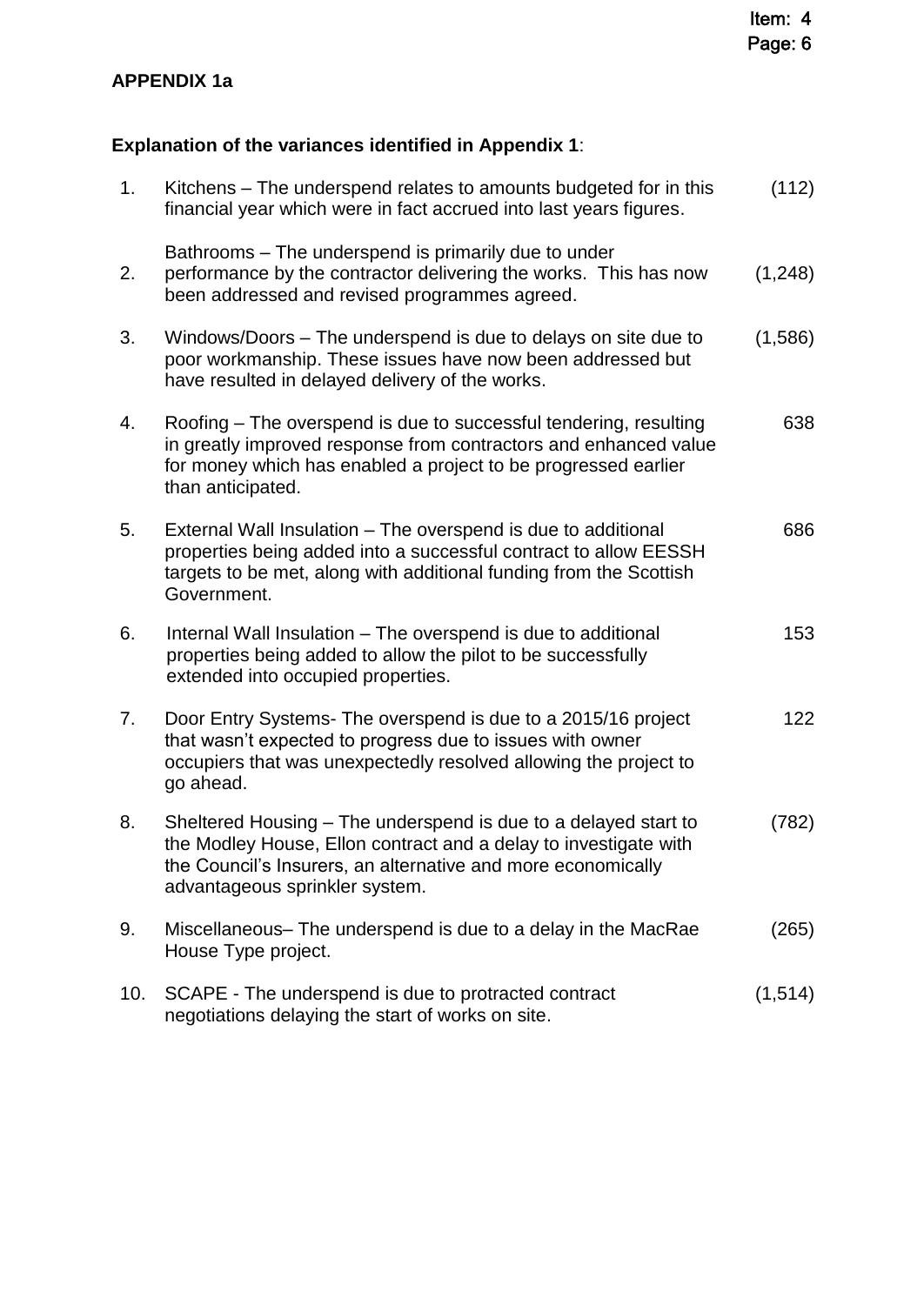**APPENDIX 1a**

**Explanation of the variances identified in Appendix 1**:

| | | |
|---|---|---|
| 1. | Kitchens – The underspend relates to amounts budgeted for in this financial year which were in fact accrued into last years figures. | (112) |
| 2. | Bathrooms – The underspend is primarily due to under performance by the contractor delivering the works. This has now been addressed and revised programmes agreed. | (1,248) |
| 3. | Windows/Doors – The underspend is due to delays on site due to poor workmanship. These issues have now been addressed but have resulted in delayed delivery of the works. | (1,586) |
| 4. | Roofing – The overspend is due to successful tendering, resulting in greatly improved response from contractors and enhanced value for money which has enabled a project to be progressed earlier than anticipated. | 638 |
| 5. | External Wall Insulation – The overspend is due to additional properties being added into a successful contract to allow EESSH targets to be met, along with additional funding from the Scottish Government. | 686 |
| 6. | Internal Wall Insulation – The overspend is due to additional properties being added to allow the pilot to be successfully extended into occupied properties. | 153 |
| 7. | Door Entry Systems- The overspend is due to a 2015/16 project that wasn't expected to progress due to issues with owner occupiers that was unexpectedly resolved allowing the project to go ahead. | 122 |
| 8. | Sheltered Housing – The underspend is due to a delayed start to the Modley House, Ellon contract and a delay to investigate with the Council's Insurers, an alternative and more economically advantageous sprinkler system. | (782) |
| 9. | Miscellaneous– The underspend is due to a delay in the MacRae House Type project. | (265) |
| 10. | SCAPE - The underspend is due to protracted contract negotiations delaying the start of works on site. | (1,514) |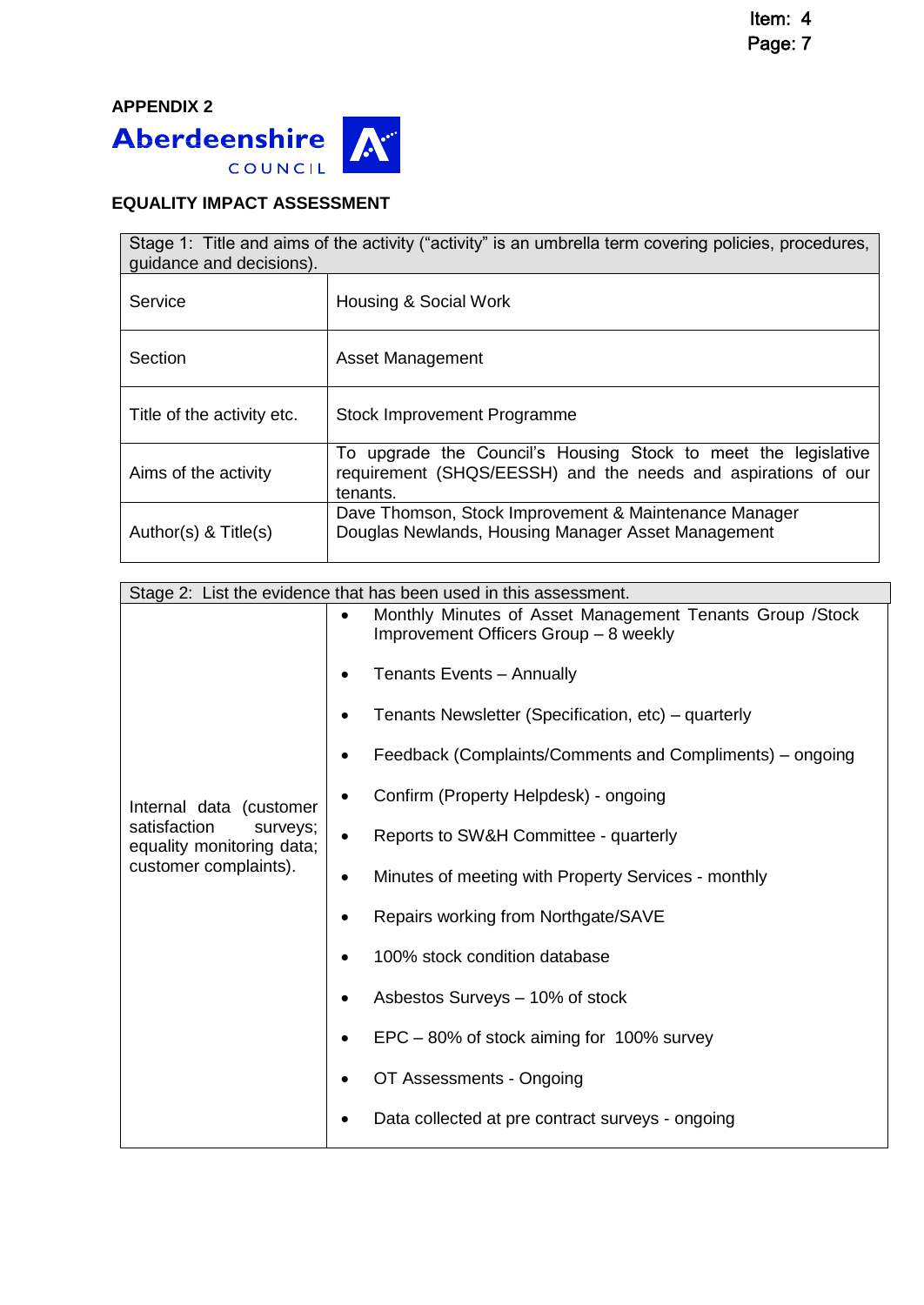**APPENDIX 2**

Aberdeenshire COUNCIL

**EQUALITY IMPACT ASSESSMENT**

| Stage 1: Title and aims of the activity ("activity" is an umbrella term covering policies, procedures, guidance and decisions). | |
|---|---|
| Service | Housing & Social Work |
| Section | Asset Management |
| Title of the activity etc. | Stock Improvement Programme |
| Aims of the activity | To upgrade the Council's Housing Stock to meet the legislative requirement (SHQS/EESSH) and the needs and aspirations of our tenants. |
| Author(s) & Title(s) | Dave Thomson, Stock Improvement & Maintenance Manager<br>Douglas Newlands, Housing Manager Asset Management |

| Stage 2: List the evidence that has been used in this assessment. | |
|---|---|
| Internal data (customer satisfaction surveys; equality monitoring data; customer complaints). | • Monthly Minutes of Asset Management Tenants Group /Stock Improvement Officers Group – 8 weekly<br>• Tenants Events – Annually<br>• Tenants Newsletter (Specification, etc) – quarterly<br>• Feedback (Complaints/Comments and Compliments) – ongoing<br>• Confirm (Property Helpdesk) - ongoing<br>• Reports to SW&H Committee - quarterly<br>• Minutes of meeting with Property Services - monthly<br>• Repairs working from Northgate/SAVE<br>• 100% stock condition database<br>• Asbestos Surveys – 10% of stock<br>• EPC – 80% of stock aiming for 100% survey<br>• OT Assessments - Ongoing<br>• Data collected at pre contract surveys - ongoing |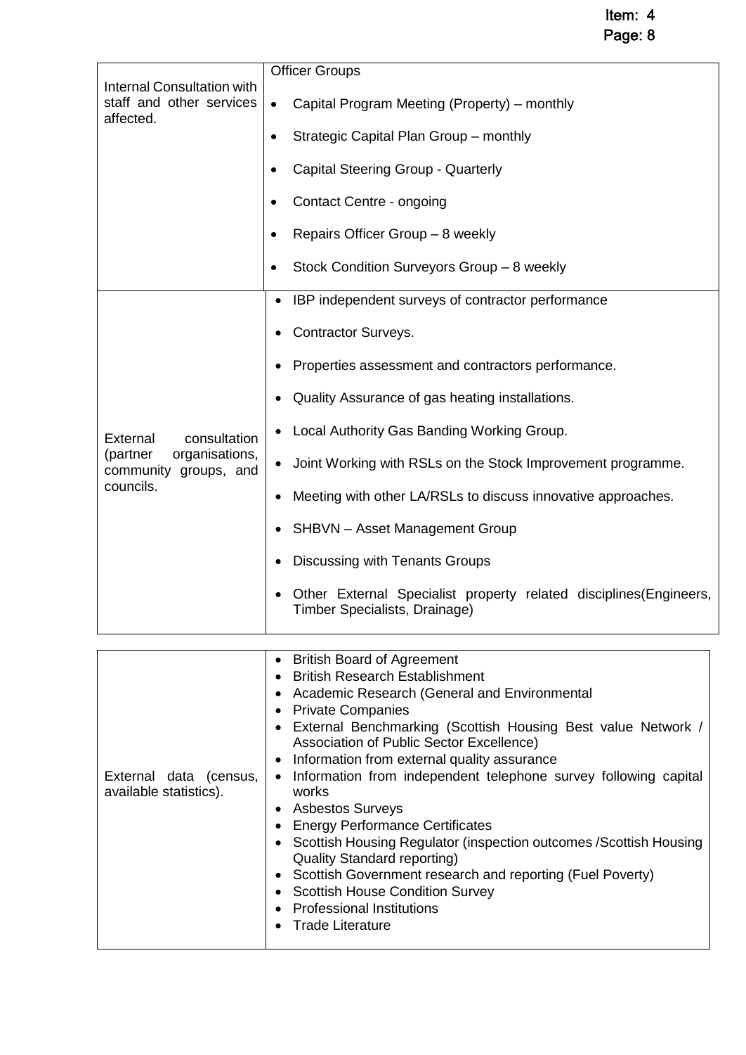| | |
|---|---|
| Internal Consultation with staff and other services affected. | Officer Groups<br>• Capital Program Meeting (Property) – monthly<br>• Strategic Capital Plan Group – monthly<br>• Capital Steering Group - Quarterly<br>• Contact Centre - ongoing<br>• Repairs Officer Group – 8 weekly<br>• Stock Condition Surveyors Group – 8 weekly |
| External consultation (partner organisations, community groups, and councils. | • IBP independent surveys of contractor performance<br>• Contractor Surveys.<br>• Properties assessment and contractors performance.<br>• Quality Assurance of gas heating installations.<br>• Local Authority Gas Banding Working Group.<br>• Joint Working with RSLs on the Stock Improvement programme.<br>• Meeting with other LA/RSLs to discuss innovative approaches.<br>• SHBVN – Asset Management Group<br>• Discussing with Tenants Groups<br>• Other External Specialist property related disciplines(Engineers, Timber Specialists, Drainage) |

| | |
|---|---|
| External data (census, available statistics). | • British Board of Agreement<br>• British Research Establishment<br>• Academic Research (General and Environmental<br>• Private Companies<br>• External Benchmarking (Scottish Housing Best value Network / Association of Public Sector Excellence)<br>• Information from external quality assurance<br>• Information from independent telephone survey following capital works<br>• Asbestos Surveys<br>• Energy Performance Certificates<br>• Scottish Housing Regulator (inspection outcomes /Scottish Housing Quality Standard reporting)<br>• Scottish Government research and reporting (Fuel Poverty)<br>• Scottish House Condition Survey<br>• Professional Institutions<br>• Trade Literature |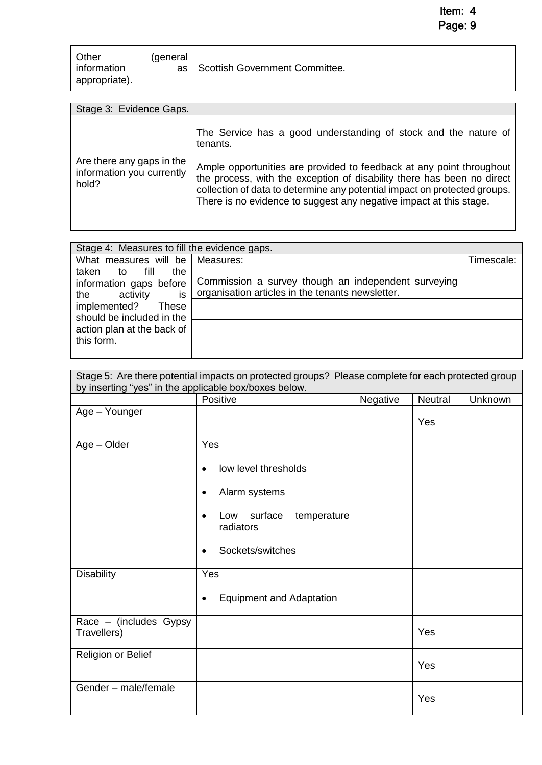| Other (general information as appropriate). | Scottish Government Committee. |
|---|---|

| Stage 3: Evidence Gaps. | |
|---|---|
| Are there any gaps in the information you currently hold? | The Service has a good understanding of stock and the nature of tenants.<br><br>Ample opportunities are provided to feedback at any point throughout the process, with the exception of disability there has been no direct collection of data to determine any potential impact on protected groups. There is no evidence to suggest any negative impact at this stage. |

| Stage 4: Measures to fill the evidence gaps. | | |
|---|---|---|
| What measures will be taken to fill the information gaps before the activity is implemented? These should be included in the action plan at the back of this form. | Measures: | Timescale: |
| | Commission a survey though an independent surveying organisation articles in the tenants newsletter. | |
| | | |
| | | |

| Stage 5: Are there potential impacts on protected groups? Please complete for each protected group by inserting "yes" in the applicable box/boxes below. | | | | |
|---|---|---|---|---|
| | Positive | Negative | Neutral | Unknown |
| Age – Younger | | | Yes | |
| Age – Older | Yes<br>• low level thresholds<br>• Alarm systems<br>• Low surface temperature radiators<br>• Sockets/switches | | | |
| Disability | Yes<br>• Equipment and Adaptation | | | |
| Race – (includes Gypsy Travellers) | | | Yes | |
| Religion or Belief | | | Yes | |
| Gender – male/female | | | Yes | |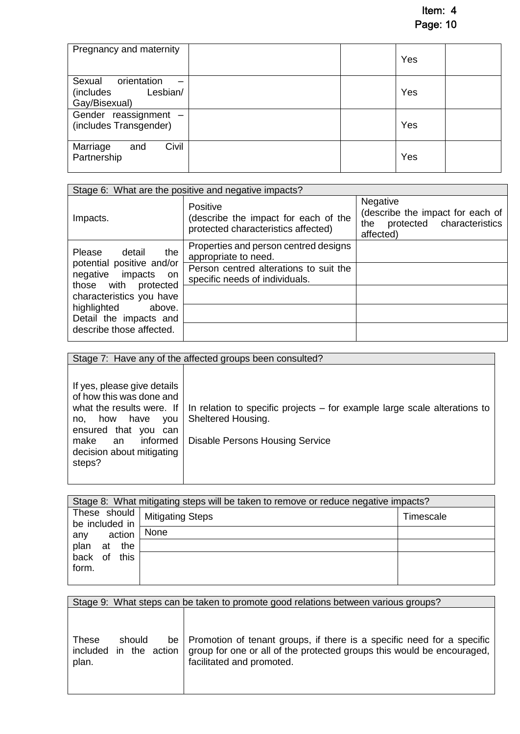| | | | | |
|---|---|---|---|---|
| Pregnancy and maternity | | | Yes | |
| Sexual orientation – (includes Lesbian/ Gay/Bisexual) | | | Yes | |
| Gender reassignment – (includes Transgender) | | | Yes | |
| Marriage and Civil Partnership | | | Yes | |

| Stage 6: What are the positive and negative impacts? | | |
|---|---|---|
| Impacts. | Positive (describe the impact for each of the protected characteristics affected) | Negative (describe the impact for each of the protected characteristics affected) |
| Please detail the potential positive and/or negative impacts on those with protected characteristics you have highlighted above. Detail the impacts and describe those affected. | Properties and person centred designs appropriate to need. | |
| | Person centred alterations to suit the specific needs of individuals. | |
| | | |
| | | |
| | | |

| Stage 7: Have any of the affected groups been consulted? | |
|---|---|
| If yes, please give details of how this was done and what the results were. If no, how have you ensured that you can make an informed decision about mitigating steps? | In relation to specific projects – for example large scale alterations to Sheltered Housing.<br><br>Disable Persons Housing Service |

| Stage 8: What mitigating steps will be taken to remove or reduce negative impacts? | | |
|---|---|---|
| These should be included in any action plan at the back of this form. | Mitigating Steps | Timescale |
| | None | |
| | | |
| | | |

| Stage 9: What steps can be taken to promote good relations between various groups? | |
|---|---|
| These should be included in the action plan. | Promotion of tenant groups, if there is a specific need for a specific group for one or all of the protected groups this would be encouraged, facilitated and promoted. |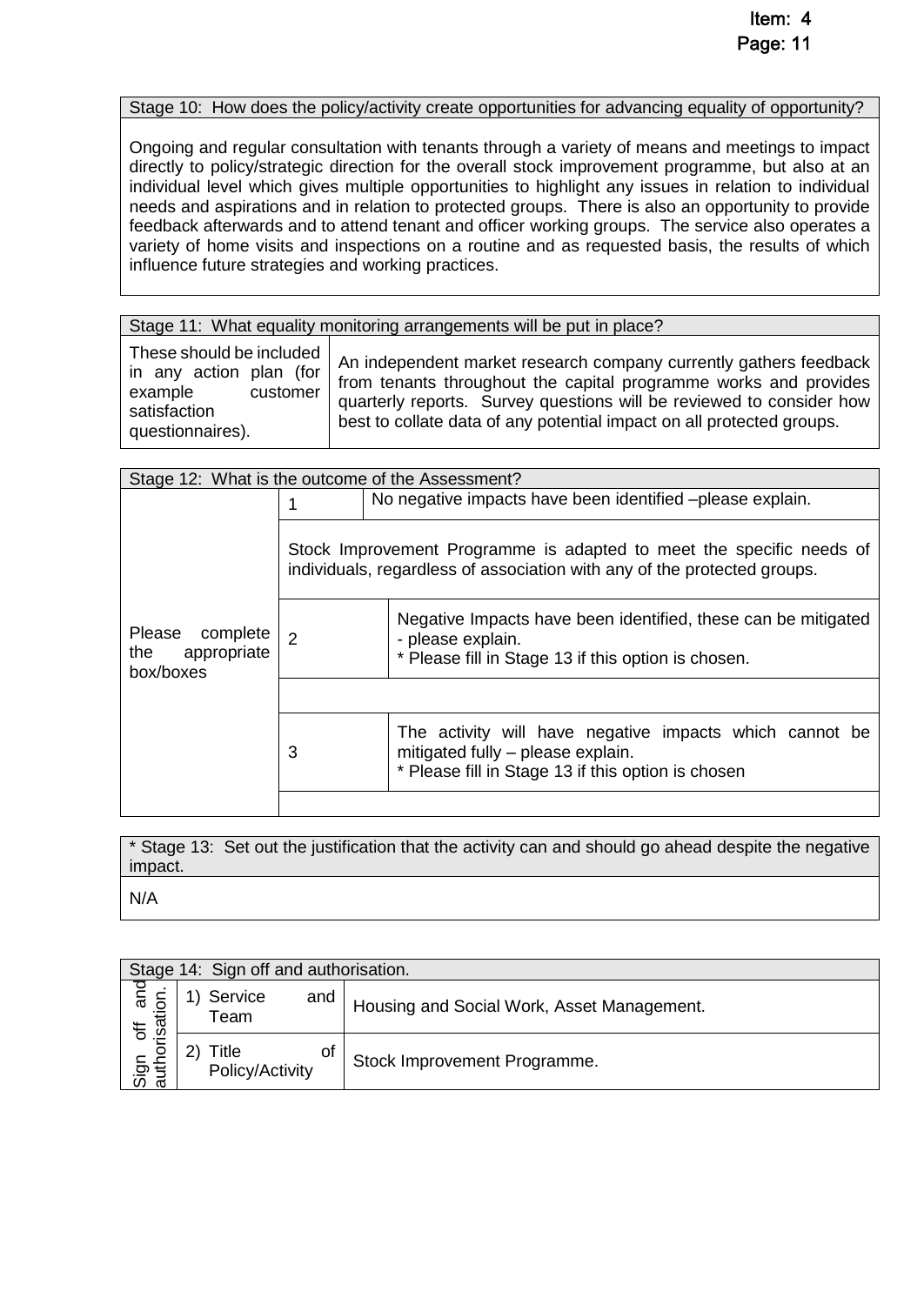| Stage 10: How does the policy/activity create opportunities for advancing equality of opportunity? |
| --- |
| Ongoing and regular consultation with tenants through a variety of means and meetings to impact directly to policy/strategic direction for the overall stock improvement programme, but also at an individual level which gives multiple opportunities to highlight any issues in relation to individual needs and aspirations and in relation to protected groups. There is also an opportunity to provide feedback afterwards and to attend tenant and officer working groups. The service also operates a variety of home visits and inspections on a routine and as requested basis, the results of which influence future strategies and working practices. |

| Stage 11: What equality monitoring arrangements will be put in place? | |
| --- | --- |
| These should be included in any action plan (for example customer satisfaction questionnaires). | An independent market research company currently gathers feedback from tenants throughout the capital programme works and provides quarterly reports. Survey questions will be reviewed to consider how best to collate data of any potential impact on all protected groups. |

| Stage 12: What is the outcome of the Assessment? | | |
| --- | --- | --- |
| Please complete the appropriate box/boxes | 1 | No negative impacts have been identified –please explain. |
| | Stock Improvement Programme is adapted to meet the specific needs of individuals, regardless of association with any of the protected groups. | |
| | 2 | Negative Impacts have been identified, these can be mitigated - please explain.<br>* Please fill in Stage 13 if this option is chosen. |
| | | |
| | 3 | The activity will have negative impacts which cannot be mitigated fully – please explain.<br>* Please fill in Stage 13 if this option is chosen |
| | | |

| * Stage 13: Set out the justification that the activity can and should go ahead despite the negative impact. |
| --- |
| N/A |

| Stage 14: Sign off and authorisation. | | |
| --- | --- | --- |
| Sign off and authorisation. | 1) Service and Team | Housing and Social Work, Asset Management. |
| | 2) Title of Policy/Activity | Stock Improvement Programme. |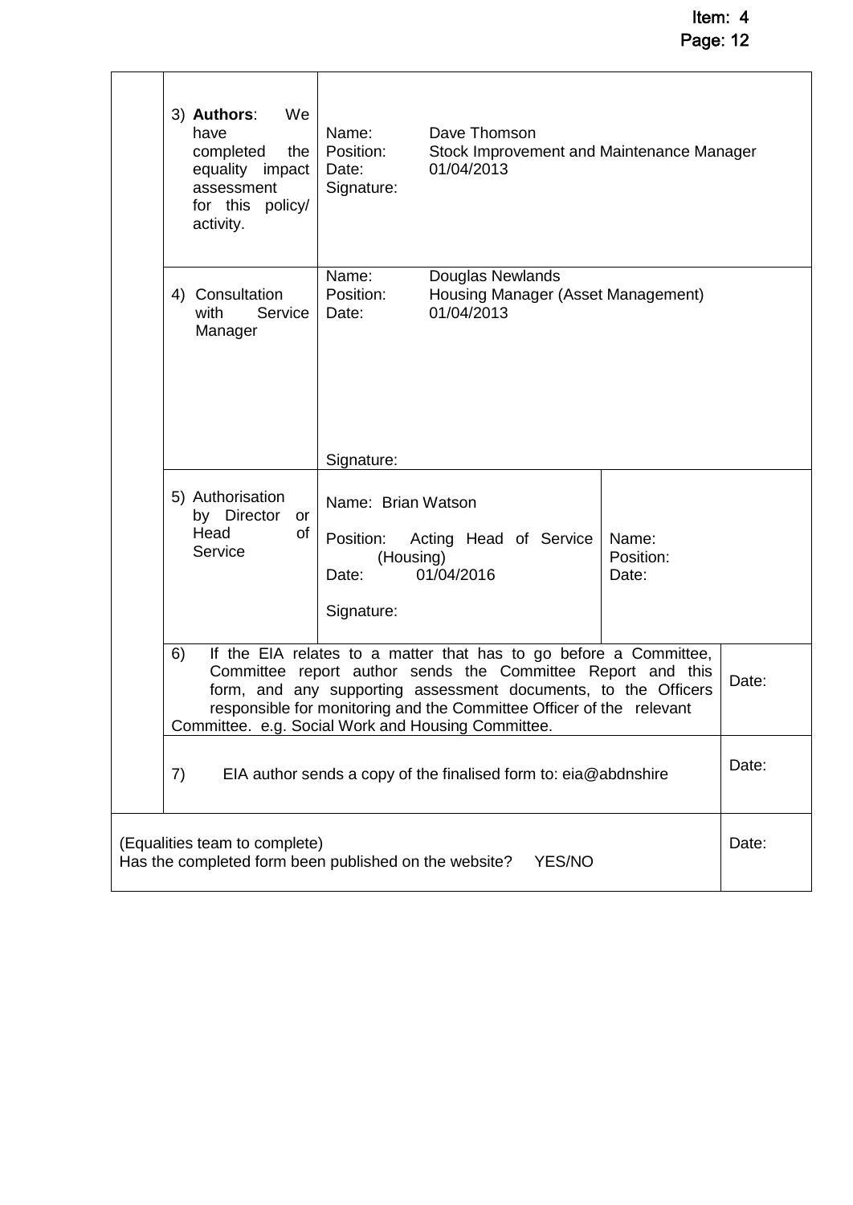| | | | | |
|---|---|---|---|---|
| | 3) **Authors**: We have completed the equality impact assessment for this policy/ activity. | Name: Dave Thomson<br>Position: Stock Improvement and Maintenance Manager<br>Date: 01/04/2013<br>Signature: | | |
| | 4) Consultation with Service Manager | Name: Douglas Newlands<br>Position: Housing Manager (Asset Management)<br>Date: 01/04/2013<br><br>Signature: | | |
| | 5) Authorisation by Director or Head of Service | Name: Brian Watson<br><br>Position: Acting Head of Service (Housing)<br>Date: 01/04/2016<br><br>Signature: | Name:<br>Position:<br>Date: | |
| | 6) If the EIA relates to a matter that has to go before a Committee, Committee report author sends the Committee Report and this form, and any supporting assessment documents, to the Officers responsible for monitoring and the Committee Officer of the relevant Committee. e.g. Social Work and Housing Committee. | | | Date: |
| | 7) EIA author sends a copy of the finalised form to: eia@abdnshire | | | Date: |
| (Equalities team to complete)<br>Has the completed form been published on the website? YES/NO | | | | Date: |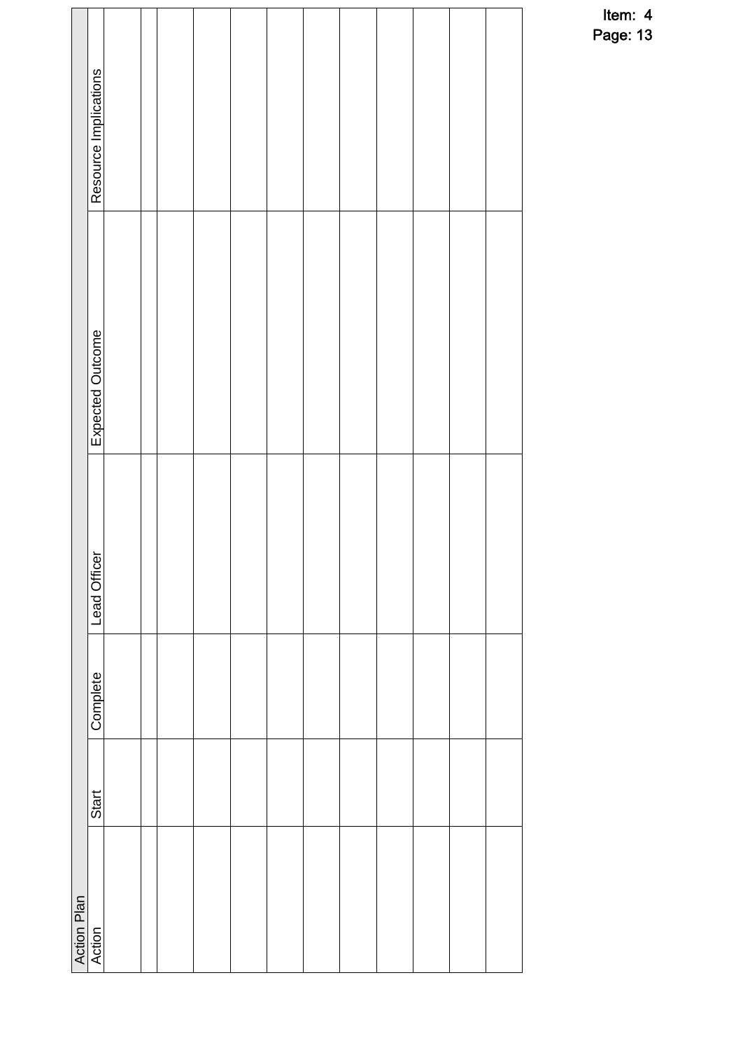Item: 4

## Action Plan

| Action | Start | Complete | Lead Officer | Expected Outcome | Resource Implications |
|---|---|---|---|---|---|
| | | | | | |
| | | | | | |
| | | | | | |
| | | | | | |
| | | | | | |
| | | | | | |
| | | | | | |
| | | | | | |
| | | | | | |
| | | | | | |
| | | | | | |